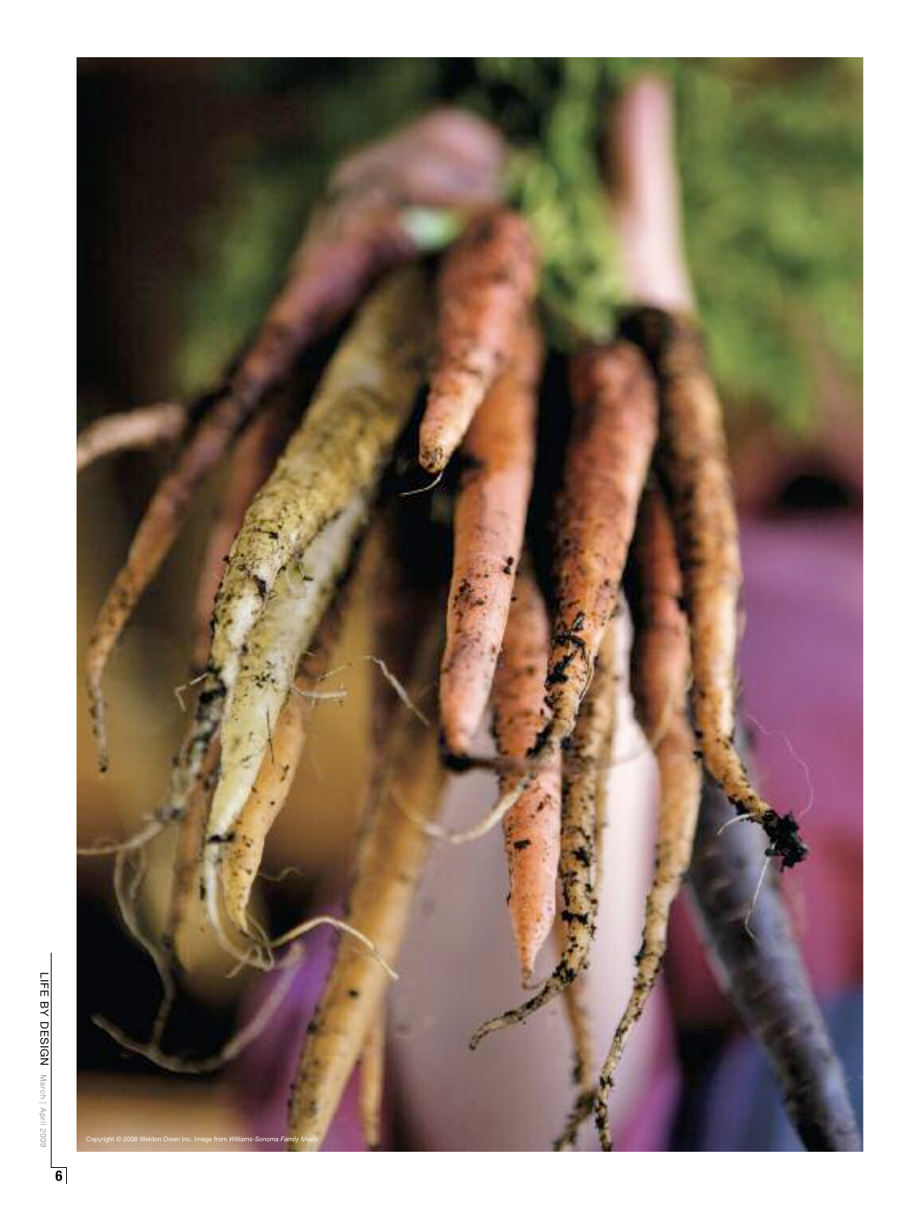Copyright © 2008 Weldon Owen Inc. Image from *Williams-Sonoma Family Meals*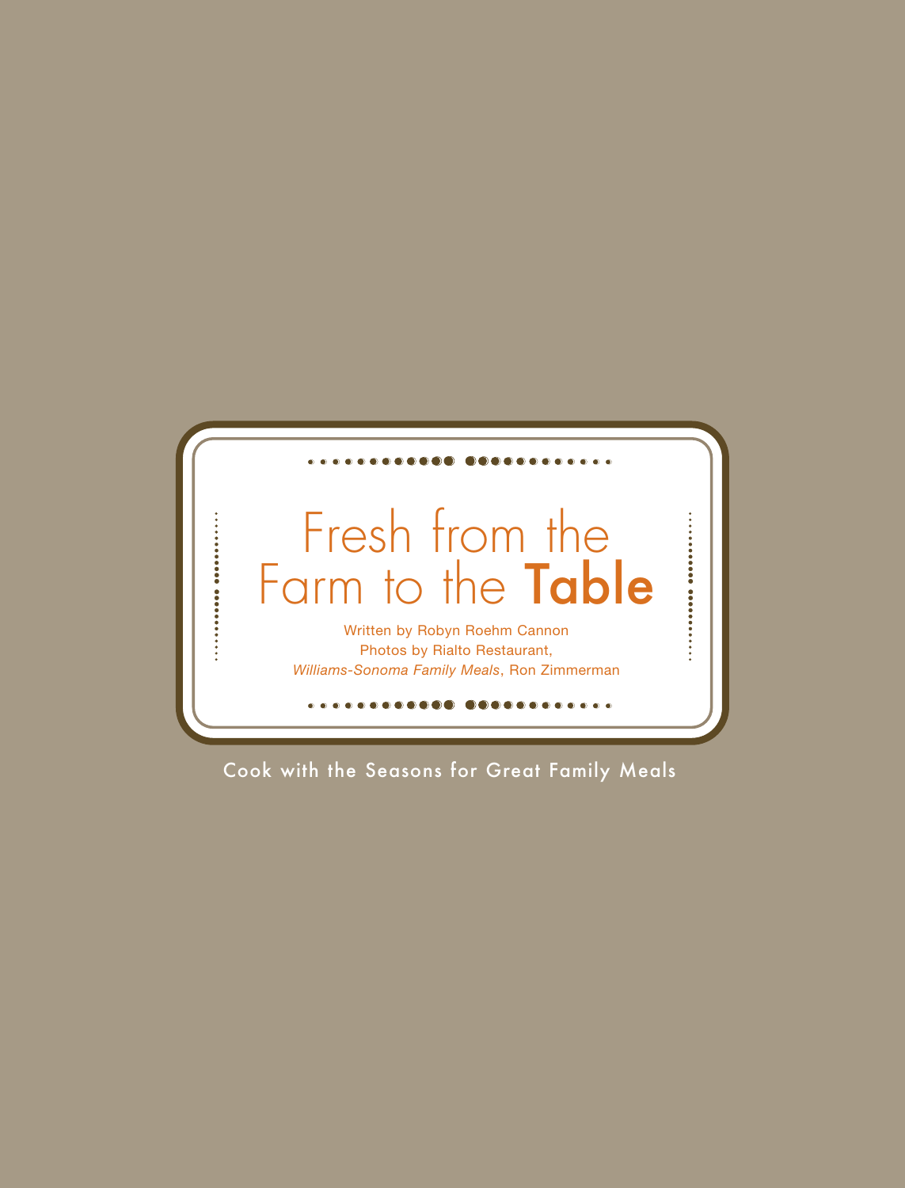# Fresh from the Farm to the **Table**

Written by Robyn Roehm Cannon

Photos by Rialto Restaurant,

*Williams-Sonoma Family Meals*, Ron Zimmerman

Cook with the Seasons for Great Family Meals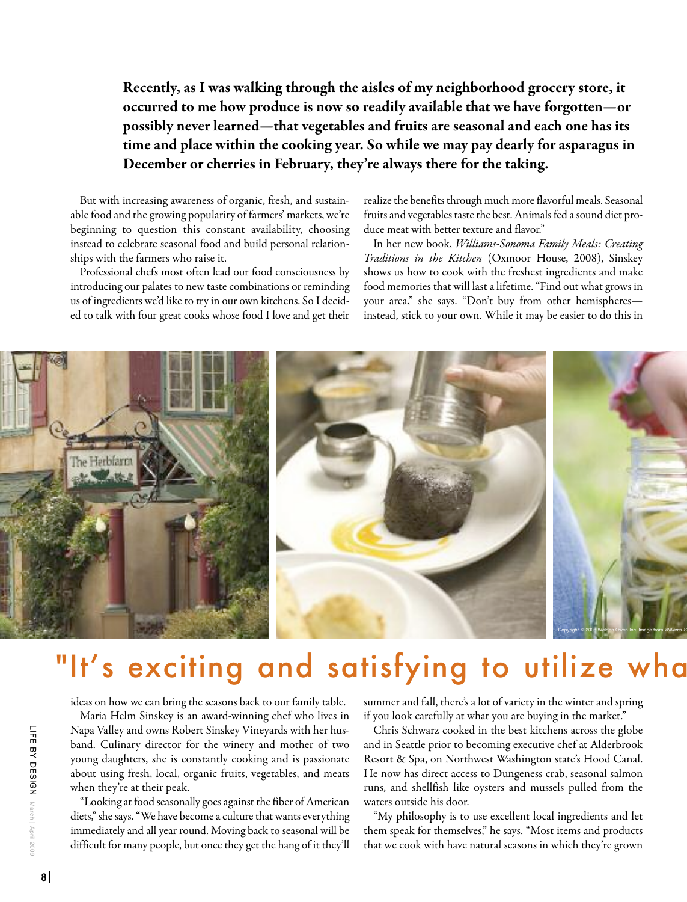**Recently, as I was walking through the aisles of my neighborhood grocery store, it occurred to me how produce is now so readily available that we have forgotten—or possibly never learned—that vegetables and fruits are seasonal and each one has its time and place within the cooking year. So while we may pay dearly for asparagus in December or cherries in February, they're always there for the taking.**

But with increasing awareness of organic, fresh, and sustainable food and the growing popularity of farmers' markets, we're beginning to question this constant availability, choosing instead to celebrate seasonal food and build personal relationships with the farmers who raise it.

Professional chefs most often lead our food consciousness by introducing our palates to new taste combinations or reminding us of ingredients we'd like to try in our own kitchens. So I decided to talk with four great cooks whose food I love and get their ideas on how we can bring the seasons back to our family table.

Maria Helm Sinskey is an award-winning chef who lives in Napa Valley and owns Robert Sinskey Vineyards with her husband. Culinary director for the winery and mother of two young daughters, she is constantly cooking and is passionate about using fresh, local, organic fruits, vegetables, and meats when they're at their peak.

"Looking at food seasonally goes against the fiber of American diets," she says. "We have become a culture that wants everything immediately and all year round. Moving back to seasonal will be difficult for many people, but once they get the hang of it they'll realize the benefits through much more flavorful meals. Seasonal fruits and vegetables taste the best. Animals fed a sound diet produce meat with better texture and flavor."

In her new book, *Williams-Sonoma Family Meals: Creating Traditions in the Kitchen* (Oxmoor House, 2008), Sinskey shows us how to cook with the freshest ingredients and make food memories that will last a lifetime. "Find out what grows in your area," she says. "Don't buy from other hemispheres—instead, stick to your own. While it may be easier to do this in summer and fall, there's a lot of variety in the winter and spring if you look carefully at what you are buying in the market."

Copyright © 2008 Weldon Owen Inc. Image from *Williams-S*

## "It's exciting and satisfying to utilize wha

Chris Schwarz cooked in the best kitchens across the globe and in Seattle prior to becoming executive chef at Alderbrook Resort & Spa, on Northwest Washington state's Hood Canal. He now has direct access to Dungeness crab, seasonal salmon runs, and shellfish like oysters and mussels pulled from the waters outside his door.

"My philosophy is to use excellent local ingredients and let them speak for themselves," he says. "Most items and products that we cook with have natural seasons in which they're grown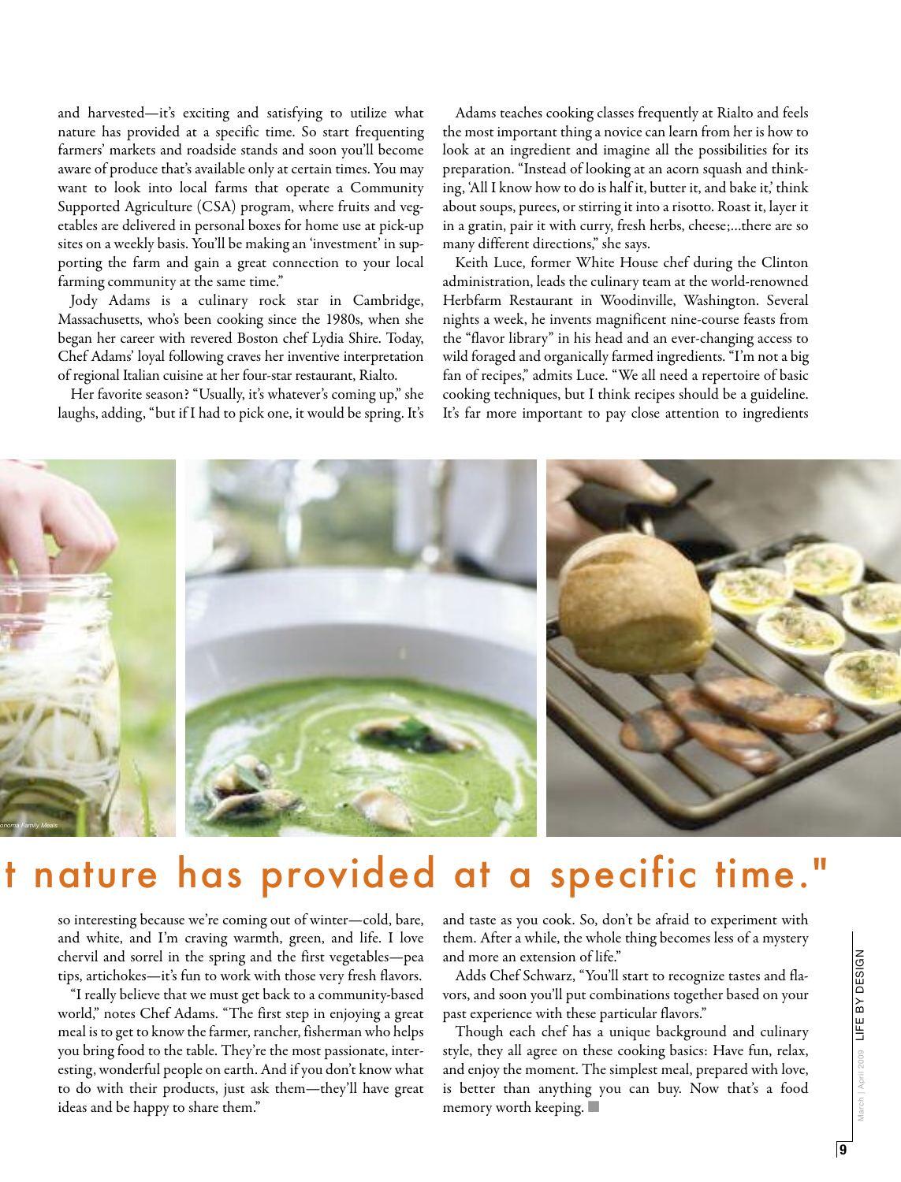and harvested—it's exciting and satisfying to utilize what nature has provided at a specific time. So start frequenting farmers' markets and roadside stands and soon you'll become aware of produce that's available only at certain times. You may want to look into local farms that operate a Community Supported Agriculture (CSA) program, where fruits and vegetables are delivered in personal boxes for home use at pick-up sites on a weekly basis. You'll be making an 'investment' in supporting the farm and gain a great connection to your local farming community at the same time."

Jody Adams is a culinary rock star in Cambridge, Massachusetts, who's been cooking since the 1980s, when she began her career with revered Boston chef Lydia Shire. Today, Chef Adams' loyal following craves her inventive interpretation of regional Italian cuisine at her four-star restaurant, Rialto.

Her favorite season? "Usually, it's whatever's coming up," she laughs, adding, "but if I had to pick one, it would be spring. It's so interesting because we're coming out of winter—cold, bare, and white, and I'm craving warmth, green, and life. I love chervil and sorrel in the spring and the first vegetables—pea tips, artichokes—it's fun to work with those very fresh flavors.

"I really believe that we must get back to a community-based world," notes Chef Adams. "The first step in enjoying a great meal is to get to know the farmer, rancher, fisherman who helps you bring food to the table. They're the most passionate, interesting, wonderful people on earth. And if you don't know what to do with their products, just ask them—they'll have great ideas and be happy to share them."

Adams teaches cooking classes frequently at Rialto and feels the most important thing a novice can learn from her is how to look at an ingredient and imagine all the possibilities for its preparation. "Instead of looking at an acorn squash and thinking, 'All I know how to do is half it, butter it, and bake it,' think about soups, purees, or stirring it into a risotto. Roast it, layer it in a gratin, pair it with curry, fresh herbs, cheese;...there are so many different directions," she says.

Keith Luce, former White House chef during the Clinton administration, leads the culinary team at the world-renowned Herbfarm Restaurant in Woodinville, Washington. Several nights a week, he invents magnificent nine-course feasts from the "flavor library" in his head and an ever-changing access to wild foraged and organically farmed ingredients. "I'm not a big fan of recipes," admits Luce. "We all need a repertoire of basic cooking techniques, but I think recipes should be a guideline. It's far more important to pay close attention to ingredients and taste as you cook. So, don't be afraid to experiment with them. After a while, the whole thing becomes less of a mystery and more an extension of life."

Adds Chef Schwarz, "You'll start to recognize tastes and flavors, and soon you'll put combinations together based on your past experience with these particular flavors."

Though each chef has a unique background and culinary style, they all agree on these cooking basics: Have fun, relax, and enjoy the moment. The simplest meal, prepared with love, is better than anything you can buy. Now that's a food memory worth keeping. ■

## t nature has provided at a specific time."

onoma Family Meals